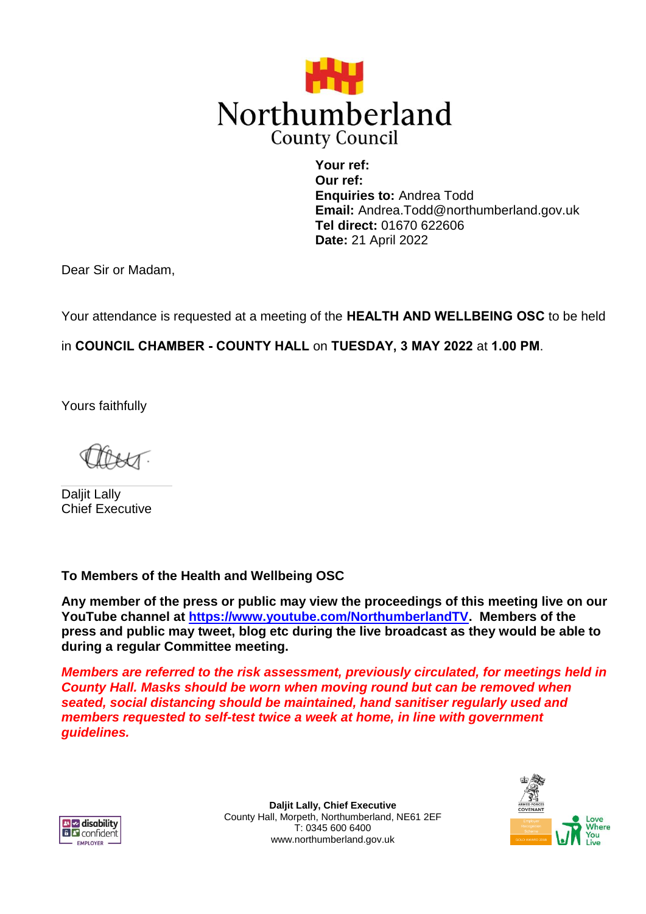Northumberland County Council

**Your ref:**
**Our ref:**
**Enquiries to:** Andrea Todd
**Email:** Andrea.Todd@northumberland.gov.uk
**Tel direct:** 01670 622606
**Date:** 21 April 2022

Dear Sir or Madam,

Your attendance is requested at a meeting of the **HEALTH AND WELLBEING OSC** to be held in **COUNCIL CHAMBER - COUNTY HALL** on **TUESDAY, 3 MAY 2022** at **1.00 PM**.

Yours faithfully

Daljit Lally
Chief Executive

**To Members of the Health and Wellbeing OSC**

**Any member of the press or public may view the proceedings of this meeting live on our YouTube channel at [https://www.youtube.com/NorthumberlandTV](https://www.youtube.com/NorthumberlandTV). Members of the press and public may tweet, blog etc during the live broadcast as they would be able to during a regular Committee meeting.**

***Members are referred to the risk assessment, previously circulated, for meetings held in County Hall. Masks should be worn when moving round but can be removed when seated, social distancing should be maintained, hand sanitiser regularly used and members requested to self-test twice a week at home, in line with government guidelines.***

**Daljit Lally, Chief Executive**
County Hall, Morpeth, Northumberland, NE61 2EF
T: 0345 600 6400
www.northumberland.gov.uk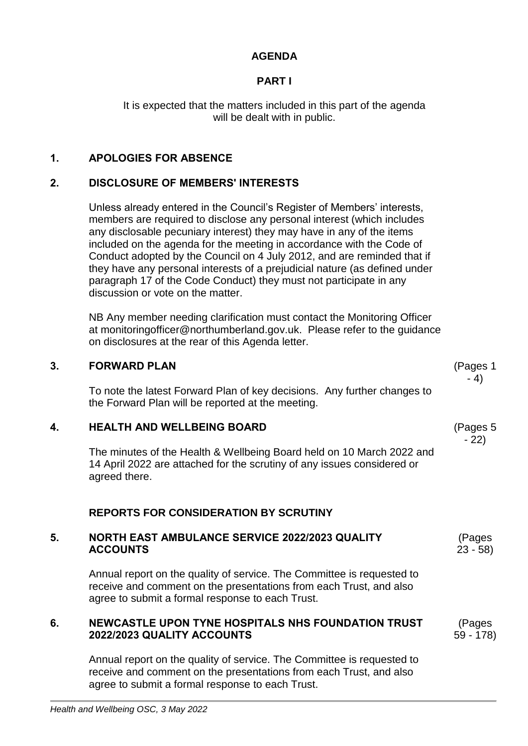**AGENDA**

**PART I**

It is expected that the matters included in this part of the agenda will be dealt with in public.

## 1. APOLOGIES FOR ABSENCE

## 2. DISCLOSURE OF MEMBERS' INTERESTS

Unless already entered in the Council's Register of Members' interests, members are required to disclose any personal interest (which includes any disclosable pecuniary interest) they may have in any of the items included on the agenda for the meeting in accordance with the Code of Conduct adopted by the Council on 4 July 2012, and are reminded that if they have any personal interests of a prejudicial nature (as defined under paragraph 17 of the Code Conduct) they must not participate in any discussion or vote on the matter.

NB Any member needing clarification must contact the Monitoring Officer at monitoringofficer@northumberland.gov.uk. Please refer to the guidance on disclosures at the rear of this Agenda letter.

## 3. FORWARD PLAN (Pages 1 - 4)

To note the latest Forward Plan of key decisions. Any further changes to the Forward Plan will be reported at the meeting.

## 4. HEALTH AND WELLBEING BOARD (Pages 5 - 22)

The minutes of the Health & Wellbeing Board held on 10 March 2022 and 14 April 2022 are attached for the scrutiny of any issues considered or agreed there.

## REPORTS FOR CONSIDERATION BY SCRUTINY

## 5. NORTH EAST AMBULANCE SERVICE 2022/2023 QUALITY ACCOUNTS (Pages 23 - 58)

Annual report on the quality of service. The Committee is requested to receive and comment on the presentations from each Trust, and also agree to submit a formal response to each Trust.

## 6. NEWCASTLE UPON TYNE HOSPITALS NHS FOUNDATION TRUST 2022/2023 QUALITY ACCOUNTS (Pages 59 - 178)

Annual report on the quality of service. The Committee is requested to receive and comment on the presentations from each Trust, and also agree to submit a formal response to each Trust.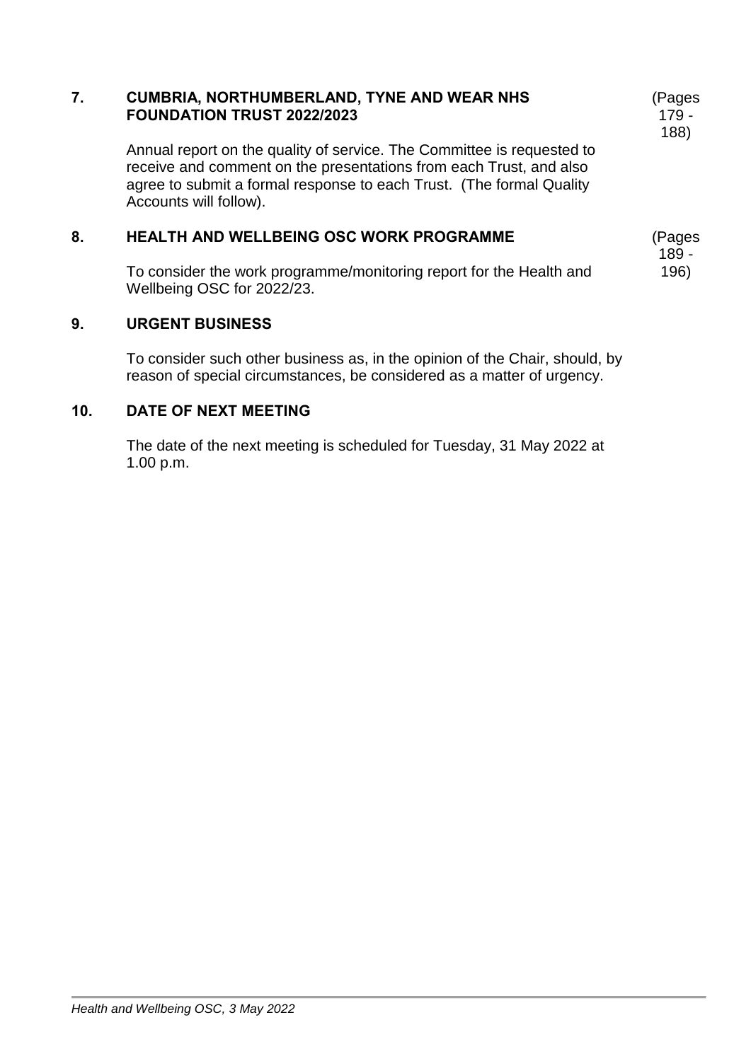**7. CUMBRIA, NORTHUMBERLAND, TYNE AND WEAR NHS FOUNDATION TRUST 2022/2023** (Pages 179 - 188)

Annual report on the quality of service. The Committee is requested to receive and comment on the presentations from each Trust, and also agree to submit a formal response to each Trust. (The formal Quality Accounts will follow).

**8. HEALTH AND WELLBEING OSC WORK PROGRAMME** (Pages 189 - 196)

To consider the work programme/monitoring report for the Health and Wellbeing OSC for 2022/23.

**9. URGENT BUSINESS**

To consider such other business as, in the opinion of the Chair, should, by reason of special circumstances, be considered as a matter of urgency.

**10. DATE OF NEXT MEETING**

The date of the next meeting is scheduled for Tuesday, 31 May 2022 at 1.00 p.m.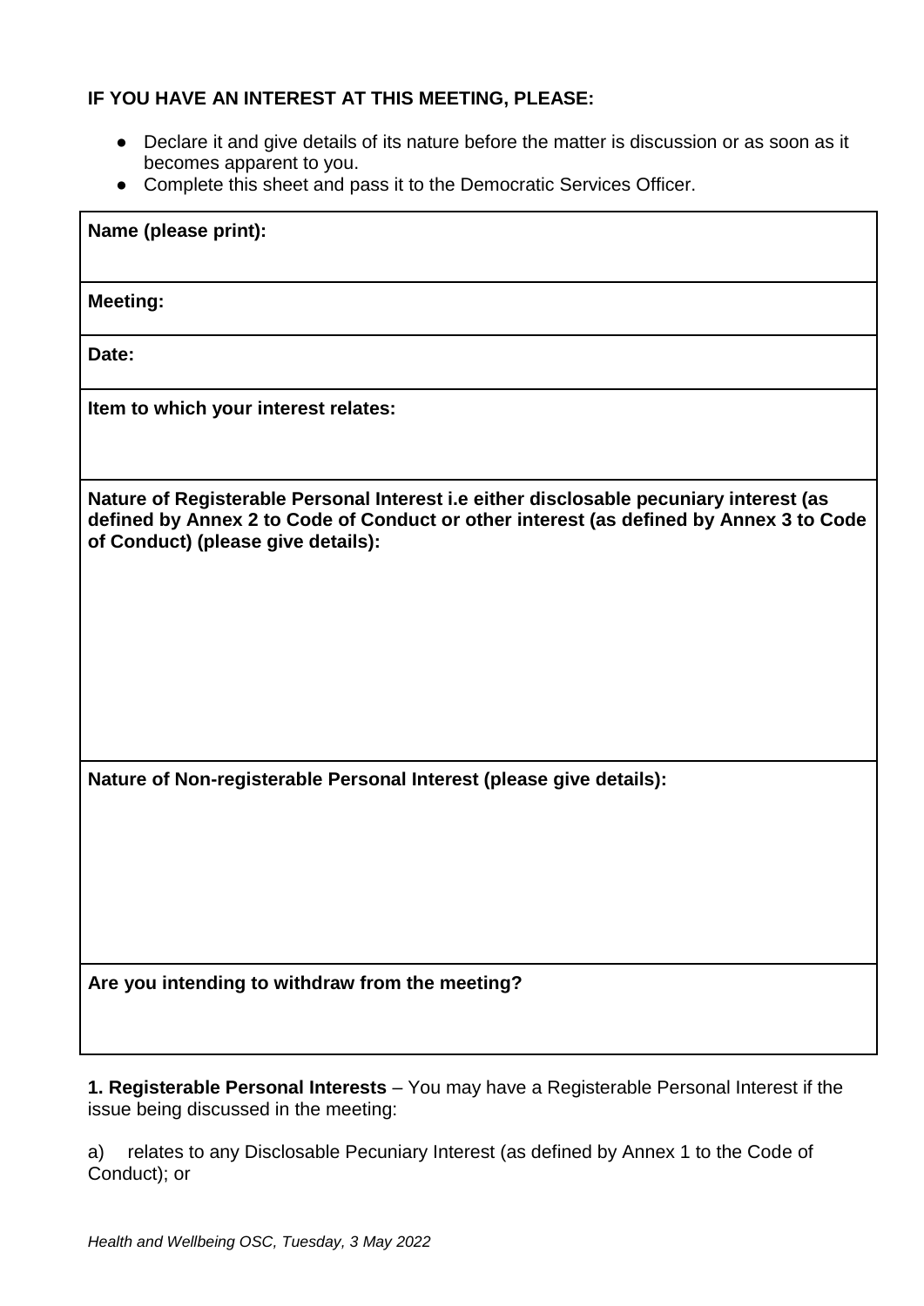**IF YOU HAVE AN INTEREST AT THIS MEETING, PLEASE:**

- Declare it and give details of its nature before the matter is discussion or as soon as it becomes apparent to you.
- Complete this sheet and pass it to the Democratic Services Officer.

| **Name (please print):** |
|---|
| **Meeting:** |
| **Date:** |
| **Item to which your interest relates:** |
| **Nature of Registerable Personal Interest i.e either disclosable pecuniary interest (as defined by Annex 2 to Code of Conduct or other interest (as defined by Annex 3 to Code of Conduct) (please give details):** |
| **Nature of Non-registerable Personal Interest (please give details):** |
| **Are you intending to withdraw from the meeting?** |

**1. Registerable Personal Interests** – You may have a Registerable Personal Interest if the issue being discussed in the meeting:

a) relates to any Disclosable Pecuniary Interest (as defined by Annex 1 to the Code of Conduct); or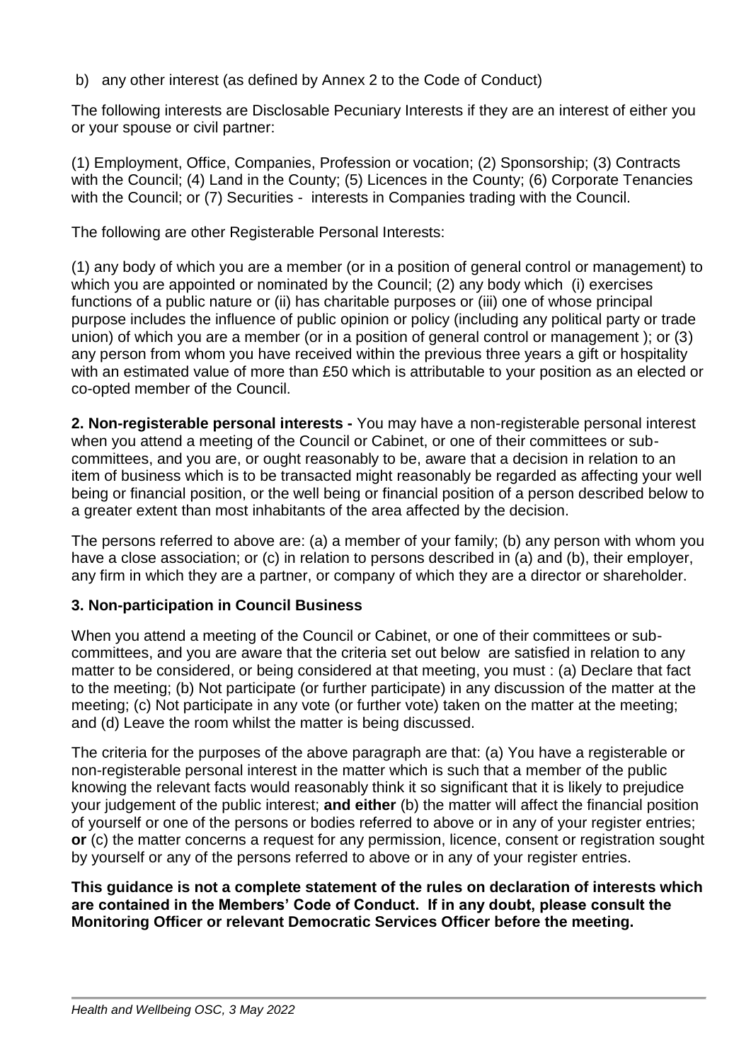b) any other interest (as defined by Annex 2 to the Code of Conduct)

The following interests are Disclosable Pecuniary Interests if they are an interest of either you or your spouse or civil partner:

(1) Employment, Office, Companies, Profession or vocation; (2) Sponsorship; (3) Contracts with the Council; (4) Land in the County; (5) Licences in the County; (6) Corporate Tenancies with the Council; or (7) Securities - interests in Companies trading with the Council.

The following are other Registerable Personal Interests:

(1) any body of which you are a member (or in a position of general control or management) to which you are appointed or nominated by the Council; (2) any body which (i) exercises functions of a public nature or (ii) has charitable purposes or (iii) one of whose principal purpose includes the influence of public opinion or policy (including any political party or trade union) of which you are a member (or in a position of general control or management ); or (3) any person from whom you have received within the previous three years a gift or hospitality with an estimated value of more than £50 which is attributable to your position as an elected or co-opted member of the Council.

**2. Non-registerable personal interests -** You may have a non-registerable personal interest when you attend a meeting of the Council or Cabinet, or one of their committees or sub-committees, and you are, or ought reasonably to be, aware that a decision in relation to an item of business which is to be transacted might reasonably be regarded as affecting your well being or financial position, or the well being or financial position of a person described below to a greater extent than most inhabitants of the area affected by the decision.

The persons referred to above are: (a) a member of your family; (b) any person with whom you have a close association; or (c) in relation to persons described in (a) and (b), their employer, any firm in which they are a partner, or company of which they are a director or shareholder.

**3. Non-participation in Council Business**

When you attend a meeting of the Council or Cabinet, or one of their committees or sub-committees, and you are aware that the criteria set out below are satisfied in relation to any matter to be considered, or being considered at that meeting, you must : (a) Declare that fact to the meeting; (b) Not participate (or further participate) in any discussion of the matter at the meeting; (c) Not participate in any vote (or further vote) taken on the matter at the meeting; and (d) Leave the room whilst the matter is being discussed.

The criteria for the purposes of the above paragraph are that: (a) You have a registerable or non-registerable personal interest in the matter which is such that a member of the public knowing the relevant facts would reasonably think it so significant that it is likely to prejudice your judgement of the public interest; **and either** (b) the matter will affect the financial position of yourself or one of the persons or bodies referred to above or in any of your register entries; **or** (c) the matter concerns a request for any permission, licence, consent or registration sought by yourself or any of the persons referred to above or in any of your register entries.

**This guidance is not a complete statement of the rules on declaration of interests which are contained in the Members' Code of Conduct. If in any doubt, please consult the Monitoring Officer or relevant Democratic Services Officer before the meeting.**